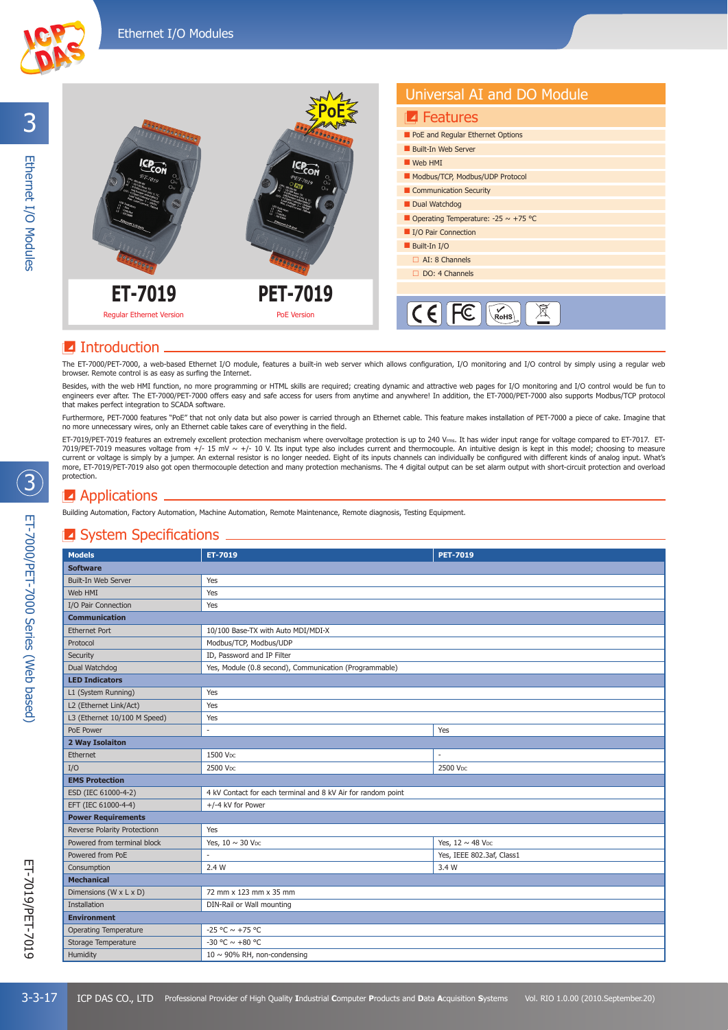# Universal AI and DO Module

**ET-7019**
Regular Ethernet Version

**PET-7019**
PoE Version

## Features

- PoE and Regular Ethernet Options
- Built-In Web Server
- Web HMI
- Modbus/TCP, Modbus/UDP Protocol
- Communication Security
- Dual Watchdog
- Operating Temperature: -25 ~ +75 °C
- I/O Pair Connection
- Built-In I/O
  - AI: 8 Channels
  - DO: 4 Channels

## Introduction

The ET-7000/PET-7000, a web-based Ethernet I/O module, features a built-in web server which allows configuration, I/O monitoring and I/O control by simply using a regular web browser. Remote control is as easy as surfing the Internet.

Besides, with the web HMI function, no more programming or HTML skills are required; creating dynamic and attractive web pages for I/O monitoring and I/O control would be fun to engineers ever after. The ET-7000/PET-7000 offers easy and safe access for users from anytime and anywhere! In addition, the ET-7000/PET-7000 also supports Modbus/TCP protocol that makes perfect integration to SCADA software.

Furthermore, PET-7000 features "PoE" that not only data but also power is carried through an Ethernet cable. This feature makes installation of PET-7000 a piece of cake. Imagine that no more unnecessary wires, only an Ethernet cable takes care of everything in the field.

ET-7019/PET-7019 features an extremely excellent protection mechanism where overvoltage protection is up to 240 $V_{rms}$. It has wider input range for voltage compared to ET-7017. ET-7019/PET-7019 measures voltage from +/- 15 mV ~ +/- 10 V. Its input type also includes current and thermocouple. An intuitive design is kept in this model; choosing to measure current or voltage is simply by a jumper. An external resistor is no longer needed. Eight of its inputs channels can individually be configured with different kinds of analog input. What's more, ET-7019/PET-7019 also got open thermocouple detection and many protection mechanisms. The 4 digital output can be set alarm output with short-circuit protection and overload protection.

## Applications

Building Automation, Factory Automation, Machine Automation, Remote Maintenance, Remote diagnosis, Testing Equipment.

## System Specifications

| Models | ET-7019 | PET-7019 |
|---|---|---|
| **Software** | | |
| Built-In Web Server | Yes | |
| Web HMI | Yes | |
| I/O Pair Connection | Yes | |
| **Communication** | | |
| Ethernet Port | 10/100 Base-TX with Auto MDI/MDI-X | |
| Protocol | Modbus/TCP, Modbus/UDP | |
| Security | ID, Password and IP Filter | |
| Dual Watchdog | Yes, Module (0.8 second), Communication (Programmable) | |
| **LED Indicators** | | |
| L1 (System Running) | Yes | |
| L2 (Ethernet Link/Act) | Yes | |
| L3 (Ethernet 10/100 M Speed) | Yes | |
| PoE Power | - | Yes |
| **2 Way Isolaiton** | | |
| Ethernet | 1500 $V_{DC}$ | - |
| I/O | 2500 $V_{DC}$ | 2500 $V_{DC}$ |
| **EMS Protection** | | |
| ESD (IEC 61000-4-2) | 4 kV Contact for each terminal and 8 kV Air for random point | |
| EFT (IEC 61000-4-4) | +/-4 kV for Power | |
| **Power Requirements** | | |
| Reverse Polarity Protectionn | Yes | |
| Powered from terminal block | Yes, 10 ~ 30 $V_{DC}$ | Yes, 12 ~ 48 $V_{DC}$ |
| Powered from PoE | - | Yes, IEEE 802.3af, Class1 |
| Consumption | 2.4 W | 3.4 W |
| **Mechanical** | | |
| Dimensions (W x L x D) | 72 mm x 123 mm x 35 mm | |
| Installation | DIN-Rail or Wall mounting | |
| **Environment** | | |
| Operating Temperature | -25 °C ~ +75 °C | |
| Storage Temperature | -30 °C ~ +80 °C | |
| Humidity | 10 ~ 90% RH, non-condensing | |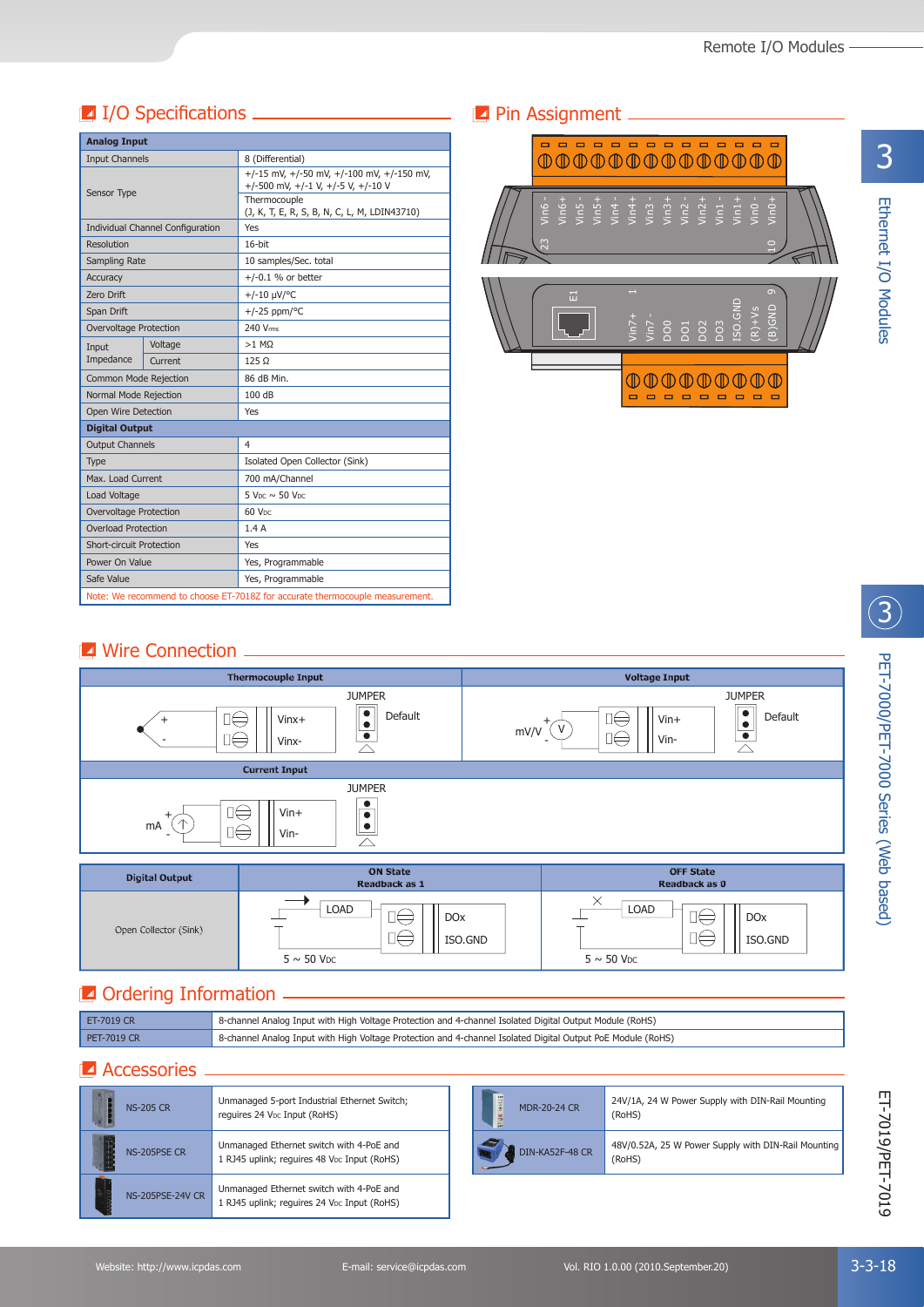## I/O Specifications

| | | |
|---|---|---|
| **Analog Input** | | |
| Input Channels | | 8 (Differential) |
| Sensor Type | | +/-15 mV, +/-50 mV, +/-100 mV, +/-150 mV, +/-500 mV, +/-1 V, +/-5 V, +/-10 V |
| | | Thermocouple (J, K, T, E, R, S, B, N, C, L, M, LDIN43710) |
| Individual Channel Configuration | | Yes |
| Resolution | | 16-bit |
| Sampling Rate | | 10 samples/Sec. total |
| Accuracy | | +/-0.1 % or better |
| Zero Drift | | +/-10 μV/°C |
| Span Drift | | +/-25 ppm/°C |
| Overvoltage Protection | | 240 Vrms |
| Input Impedance | Voltage | >1 MΩ |
| | Current | 125 Ω |
| Common Mode Rejection | | 86 dB Min. |
| Normal Mode Rejection | | 100 dB |
| Open Wire Detection | | Yes |
| **Digital Output** | | |
| Output Channels | | 4 |
| Type | | Isolated Open Collector (Sink) |
| Max. Load Current | | 700 mA/Channel |
| Load Voltage | | 5 VDC ~ 50 VDC |
| Overvoltage Protection | | 60 VDC |
| Overload Protection | | 1.4 A |
| Short-circuit Protection | | Yes |
| Power On Value | | Yes, Programmable |
| Safe Value | | Yes, Programmable |

Note: We recommend to choose ET-7018Z for accurate thermocouple measurement.

## Pin Assignment

23 Vin6- Vin6+ Vin5- Vin5+ Vin4- Vin4+ Vin3- Vin3+ Vin2- Vin2+ Vin1- Vin1+ Vin0- Vin0+ 10

E1 1 Vin7+ Vin7- DO0 DO1 DO2 DO3 ISO.GND (R)+Vs (B)GND 9

## Wire Connection

Thermocouple Input

JUMPER Default

Vinx+ Vinx-

Voltage Input

mV/V V JUMPER Default

Vin+ Vin-

Current Input

mA JUMPER

Vin+ Vin-

Digital Output — Open Collector (Sink)

ON State Readback as 1: LOAD, DOx, ISO.GND, 5 ~ 50 VDC

OFF State Readback as 0: LOAD, DOx, ISO.GND, 5 ~ 50 VDC

## Ordering Information

| | |
|---|---|
| ET-7019 CR | 8-channel Analog Input with High Voltage Protection and 4-channel Isolated Digital Output Module (RoHS) |
| PET-7019 CR | 8-channel Analog Input with High Voltage Protection and 4-channel Isolated Digital Output PoE Module (RoHS) |

## Accessories

| | |
|---|---|
| NS-205 CR | Unmanaged 5-port Industrial Ethernet Switch; requires 24 VDC Input (RoHS) |
| NS-205PSE CR | Unmanaged Ethernet switch with 4-PoE and 1 RJ45 uplink; requires 48 VDC Input (RoHS) |
| NS-205PSE-24V CR | Unmanaged Ethernet switch with 4-PoE and 1 RJ45 uplink; requires 24 VDC Input (RoHS) |
| MDR-20-24 CR | 24V/1A, 24 W Power Supply with DIN-Rail Mounting (RoHS) |
| DIN-KA52F-48 CR | 48V/0.52A, 25 W Power Supply with DIN-Rail Mounting (RoHS) |